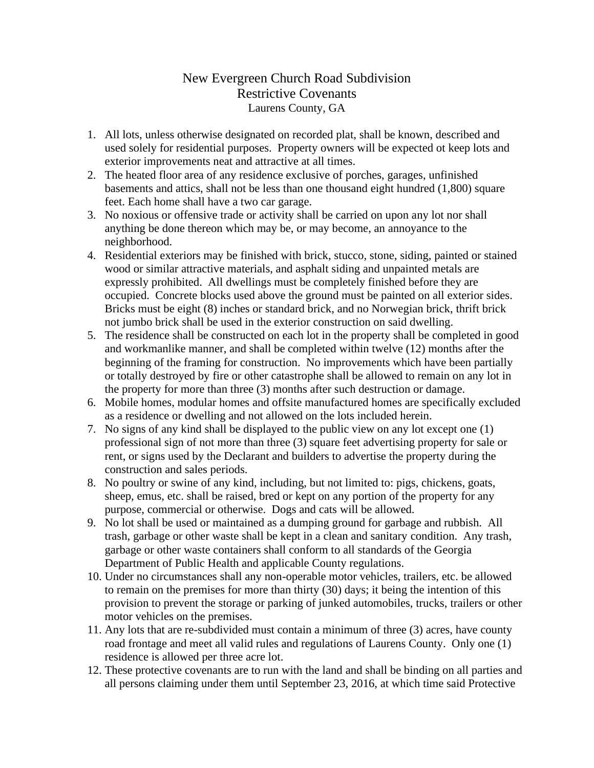# New Evergreen Church Road Subdivision
## Restrictive Covenants
### Laurens County, GA

1. All lots, unless otherwise designated on recorded plat, shall be known, described and used solely for residential purposes. Property owners will be expected ot keep lots and exterior improvements neat and attractive at all times.
2. The heated floor area of any residence exclusive of porches, garages, unfinished basements and attics, shall not be less than one thousand eight hundred (1,800) square feet. Each home shall have a two car garage.
3. No noxious or offensive trade or activity shall be carried on upon any lot nor shall anything be done thereon which may be, or may become, an annoyance to the neighborhood.
4. Residential exteriors may be finished with brick, stucco, stone, siding, painted or stained wood or similar attractive materials, and asphalt siding and unpainted metals are expressly prohibited. All dwellings must be completely finished before they are occupied. Concrete blocks used above the ground must be painted on all exterior sides. Bricks must be eight (8) inches or standard brick, and no Norwegian brick, thrift brick not jumbo brick shall be used in the exterior construction on said dwelling.
5. The residence shall be constructed on each lot in the property shall be completed in good and workmanlike manner, and shall be completed within twelve (12) months after the beginning of the framing for construction. No improvements which have been partially or totally destroyed by fire or other catastrophe shall be allowed to remain on any lot in the property for more than three (3) months after such destruction or damage.
6. Mobile homes, modular homes and offsite manufactured homes are specifically excluded as a residence or dwelling and not allowed on the lots included herein.
7. No signs of any kind shall be displayed to the public view on any lot except one (1) professional sign of not more than three (3) square feet advertising property for sale or rent, or signs used by the Declarant and builders to advertise the property during the construction and sales periods.
8. No poultry or swine of any kind, including, but not limited to: pigs, chickens, goats, sheep, emus, etc. shall be raised, bred or kept on any portion of the property for any purpose, commercial or otherwise. Dogs and cats will be allowed.
9. No lot shall be used or maintained as a dumping ground for garbage and rubbish. All trash, garbage or other waste shall be kept in a clean and sanitary condition. Any trash, garbage or other waste containers shall conform to all standards of the Georgia Department of Public Health and applicable County regulations.
10. Under no circumstances shall any non-operable motor vehicles, trailers, etc. be allowed to remain on the premises for more than thirty (30) days; it being the intention of this provision to prevent the storage or parking of junked automobiles, trucks, trailers or other motor vehicles on the premises.
11. Any lots that are re-subdivided must contain a minimum of three (3) acres, have county road frontage and meet all valid rules and regulations of Laurens County. Only one (1) residence is allowed per three acre lot.
12. These protective covenants are to run with the land and shall be binding on all parties and all persons claiming under them until September 23, 2016, at which time said Protective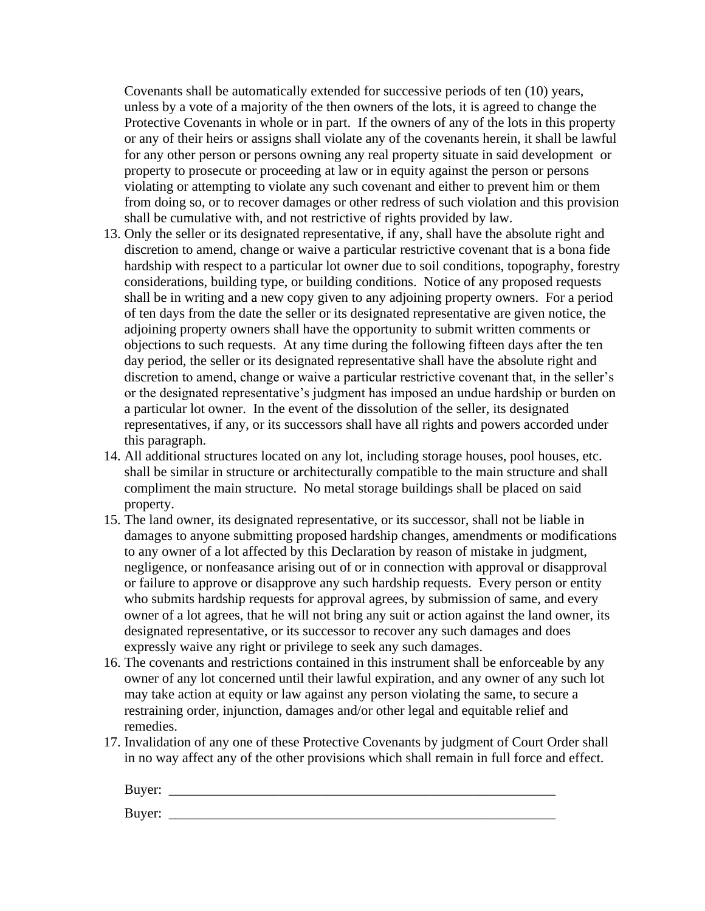Covenants shall be automatically extended for successive periods of ten (10) years, unless by a vote of a majority of the then owners of the lots, it is agreed to change the Protective Covenants in whole or in part. If the owners of any of the lots in this property or any of their heirs or assigns shall violate any of the covenants herein, it shall be lawful for any other person or persons owning any real property situate in said development or property to prosecute or proceeding at law or in equity against the person or persons violating or attempting to violate any such covenant and either to prevent him or them from doing so, or to recover damages or other redress of such violation and this provision shall be cumulative with, and not restrictive of rights provided by law.

13. Only the seller or its designated representative, if any, shall have the absolute right and discretion to amend, change or waive a particular restrictive covenant that is a bona fide hardship with respect to a particular lot owner due to soil conditions, topography, forestry considerations, building type, or building conditions. Notice of any proposed requests shall be in writing and a new copy given to any adjoining property owners. For a period of ten days from the date the seller or its designated representative are given notice, the adjoining property owners shall have the opportunity to submit written comments or objections to such requests. At any time during the following fifteen days after the ten day period, the seller or its designated representative shall have the absolute right and discretion to amend, change or waive a particular restrictive covenant that, in the seller's or the designated representative's judgment has imposed an undue hardship or burden on a particular lot owner. In the event of the dissolution of the seller, its designated representatives, if any, or its successors shall have all rights and powers accorded under this paragraph.
14. All additional structures located on any lot, including storage houses, pool houses, etc. shall be similar in structure or architecturally compatible to the main structure and shall compliment the main structure. No metal storage buildings shall be placed on said property.
15. The land owner, its designated representative, or its successor, shall not be liable in damages to anyone submitting proposed hardship changes, amendments or modifications to any owner of a lot affected by this Declaration by reason of mistake in judgment, negligence, or nonfeasance arising out of or in connection with approval or disapproval or failure to approve or disapprove any such hardship requests. Every person or entity who submits hardship requests for approval agrees, by submission of same, and every owner of a lot agrees, that he will not bring any suit or action against the land owner, its designated representative, or its successor to recover any such damages and does expressly waive any right or privilege to seek any such damages.
16. The covenants and restrictions contained in this instrument shall be enforceable by any owner of any lot concerned until their lawful expiration, and any owner of any such lot may take action at equity or law against any person violating the same, to secure a restraining order, injunction, damages and/or other legal and equitable relief and remedies.
17. Invalidation of any one of these Protective Covenants by judgment of Court Order shall in no way affect any of the other provisions which shall remain in full force and effect.

Buyer: ____________________________________________________________

Buyer: ____________________________________________________________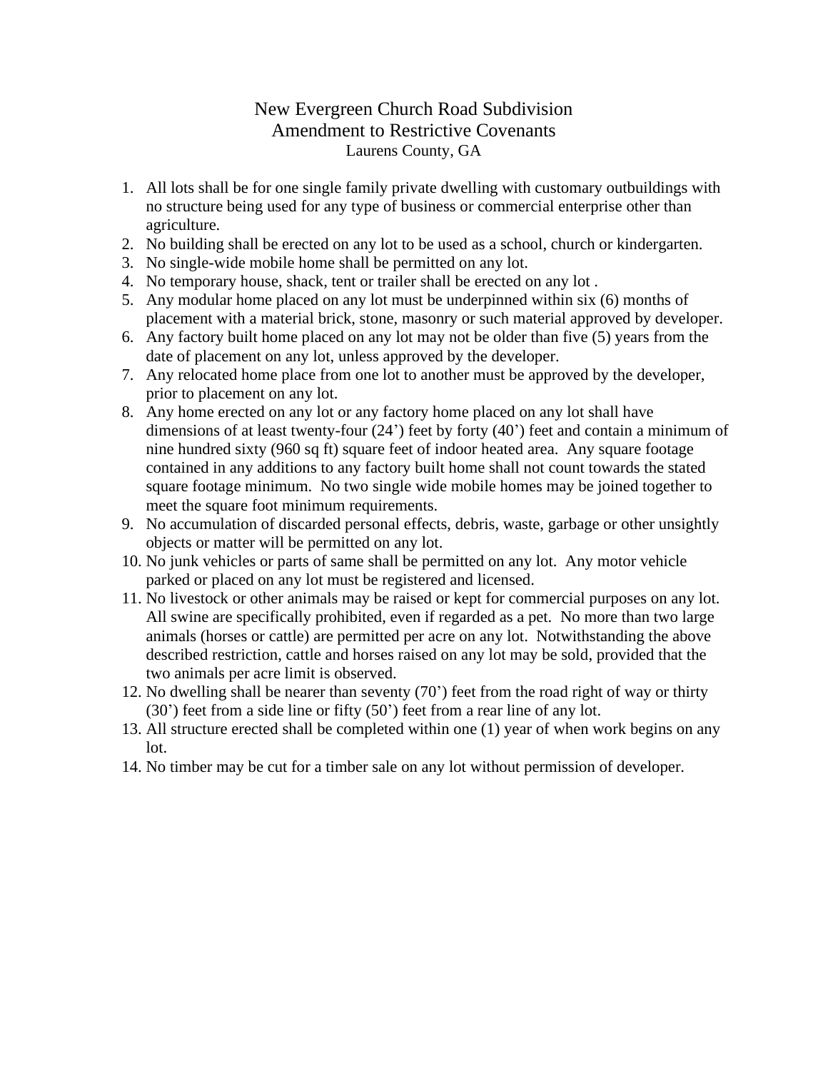# New Evergreen Church Road Subdivision
## Amendment to Restrictive Covenants
### Laurens County, GA

1. All lots shall be for one single family private dwelling with customary outbuildings with no structure being used for any type of business or commercial enterprise other than agriculture.
2. No building shall be erected on any lot to be used as a school, church or kindergarten.
3. No single-wide mobile home shall be permitted on any lot.
4. No temporary house, shack, tent or trailer shall be erected on any lot .
5. Any modular home placed on any lot must be underpinned within six (6) months of placement with a material brick, stone, masonry or such material approved by developer.
6. Any factory built home placed on any lot may not be older than five (5) years from the date of placement on any lot, unless approved by the developer.
7. Any relocated home place from one lot to another must be approved by the developer, prior to placement on any lot.
8. Any home erected on any lot or any factory home placed on any lot shall have dimensions of at least twenty-four (24') feet by forty (40') feet and contain a minimum of nine hundred sixty (960 sq ft) square feet of indoor heated area. Any square footage contained in any additions to any factory built home shall not count towards the stated square footage minimum. No two single wide mobile homes may be joined together to meet the square foot minimum requirements.
9. No accumulation of discarded personal effects, debris, waste, garbage or other unsightly objects or matter will be permitted on any lot.
10. No junk vehicles or parts of same shall be permitted on any lot. Any motor vehicle parked or placed on any lot must be registered and licensed.
11. No livestock or other animals may be raised or kept for commercial purposes on any lot. All swine are specifically prohibited, even if regarded as a pet. No more than two large animals (horses or cattle) are permitted per acre on any lot. Notwithstanding the above described restriction, cattle and horses raised on any lot may be sold, provided that the two animals per acre limit is observed.
12. No dwelling shall be nearer than seventy (70') feet from the road right of way or thirty (30') feet from a side line or fifty (50') feet from a rear line of any lot.
13. All structure erected shall be completed within one (1) year of when work begins on any lot.
14. No timber may be cut for a timber sale on any lot without permission of developer.